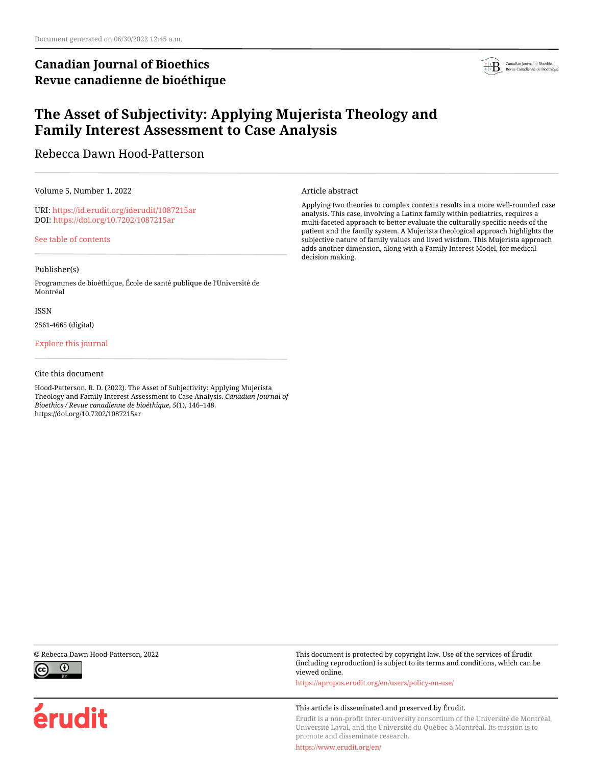Document generated on 06/30/2022 12:45 a.m.

**Canadian Journal of Bioethics**
**Revue canadienne de bioéthique**

# The Asset of Subjectivity: Applying Mujerista Theology and Family Interest Assessment to Case Analysis

Rebecca Dawn Hood-Patterson

Volume 5, Number 1, 2022

URI: https://id.erudit.org/iderudit/1087215ar
DOI: https://doi.org/10.7202/1087215ar

See table of contents

Publisher(s)

Programmes de bioéthique, École de santé publique de l'Université de Montréal

ISSN

2561-4665 (digital)

Explore this journal

Cite this document

Hood-Patterson, R. D. (2022). The Asset of Subjectivity: Applying Mujerista Theology and Family Interest Assessment to Case Analysis. *Canadian Journal of Bioethics / Revue canadienne de bioéthique*, *5*(1), 146–148. https://doi.org/10.7202/1087215ar

Article abstract

Applying two theories to complex contexts results in a more well-rounded case analysis. This case, involving a Latinx family within pediatrics, requires a multi-faceted approach to better evaluate the culturally specific needs of the patient and the family system. A Mujerista theological approach highlights the subjective nature of family values and lived wisdom. This Mujerista approach adds another dimension, along with a Family Interest Model, for medical decision making.

© Rebecca Dawn Hood-Patterson, 2022

This document is protected by copyright law. Use of the services of Érudit (including reproduction) is subject to its terms and conditions, which can be viewed online.

https://apropos.erudit.org/en/users/policy-on-use/

This article is disseminated and preserved by Érudit.

Érudit is a non-profit inter-university consortium of the Université de Montréal, Université Laval, and the Université du Québec à Montréal. Its mission is to promote and disseminate research.

https://www.erudit.org/en/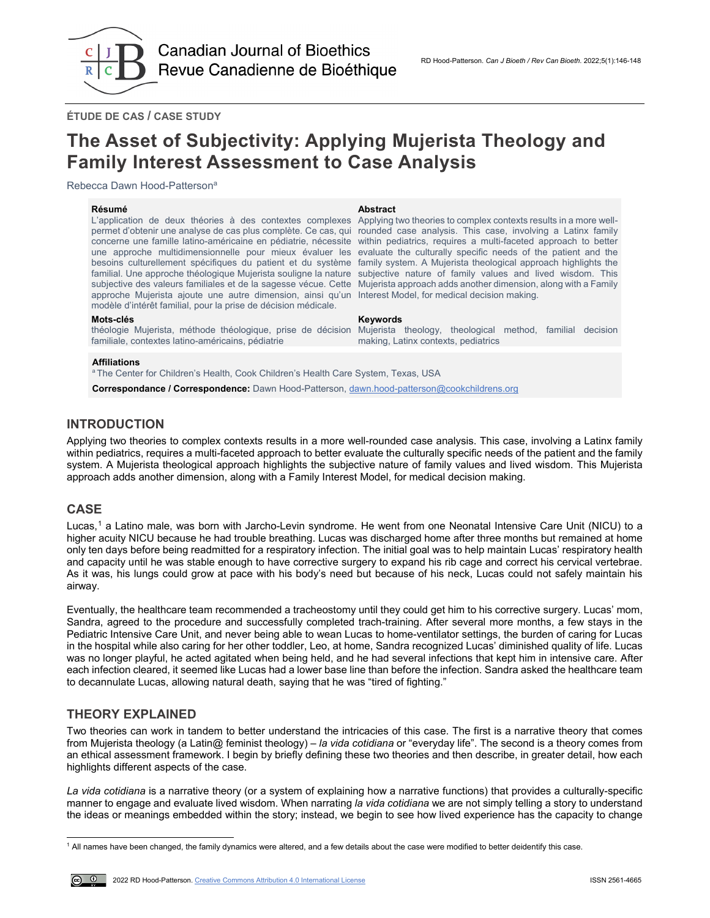ÉTUDE DE CAS / CASE STUDY

# The Asset of Subjectivity: Applying Mujerista Theology and Family Interest Assessment to Case Analysis

Rebecca Dawn Hood-Patterson[a]

**Résumé**

L'application de deux théories à des contextes complexes permet d'obtenir une analyse de cas plus complète. Ce cas, qui concerne une famille latino-américaine en pédiatrie, nécessite une approche multidimensionnelle pour mieux évaluer les besoins culturellement spécifiques du patient et du système familial. Une approche théologique Mujerista souligne la nature subjective des valeurs familiales et de la sagesse vécue. Cette approche Mujerista ajoute une autre dimension, ainsi qu'un modèle d'intérêt familial, pour la prise de décision médicale.

**Mots-clés**

théologie Mujerista, méthode théologique, prise de décision familiale, contextes latino-américains, pédiatrie

**Abstract**

Applying two theories to complex contexts results in a more well-rounded case analysis. This case, involving a Latinx family within pediatrics, requires a multi-faceted approach to better evaluate the culturally specific needs of the patient and the family system. A Mujerista theological approach highlights the subjective nature of family values and lived wisdom. This Mujerista approach adds another dimension, along with a Family Interest Model, for medical decision making.

**Keywords**

Mujerista theology, theological method, familial decision making, Latinx contexts, pediatrics

**Affiliations**

[a] The Center for Children's Health, Cook Children's Health Care System, Texas, USA

**Correspondance / Correspondence:** Dawn Hood-Patterson, dawn.hood-patterson@cookchildrens.org

## INTRODUCTION

Applying two theories to complex contexts results in a more well-rounded case analysis. This case, involving a Latinx family within pediatrics, requires a multi-faceted approach to better evaluate the culturally specific needs of the patient and the family system. A Mujerista theological approach highlights the subjective nature of family values and lived wisdom. This Mujerista approach adds another dimension, along with a Family Interest Model, for medical decision making.

## CASE

Lucas,[1] a Latino male, was born with Jarcho-Levin syndrome. He went from one Neonatal Intensive Care Unit (NICU) to a higher acuity NICU because he had trouble breathing. Lucas was discharged home after three months but remained at home only ten days before being readmitted for a respiratory infection. The initial goal was to help maintain Lucas' respiratory health and capacity until he was stable enough to have corrective surgery to expand his rib cage and correct his cervical vertebrae. As it was, his lungs could grow at pace with his body's need but because of his neck, Lucas could not safely maintain his airway.

Eventually, the healthcare team recommended a tracheostomy until they could get him to his corrective surgery. Lucas' mom, Sandra, agreed to the procedure and successfully completed trach-training. After several more months, a few stays in the Pediatric Intensive Care Unit, and never being able to wean Lucas to home-ventilator settings, the burden of caring for Lucas in the hospital while also caring for her other toddler, Leo, at home, Sandra recognized Lucas' diminished quality of life. Lucas was no longer playful, he acted agitated when being held, and he had several infections that kept him in intensive care. After each infection cleared, it seemed like Lucas had a lower base line than before the infection. Sandra asked the healthcare team to decannulate Lucas, allowing natural death, saying that he was "tired of fighting."

## THEORY EXPLAINED

Two theories can work in tandem to better understand the intricacies of this case. The first is a narrative theory that comes from Mujerista theology (a Latin@ feminist theology) – *la vida cotidiana* or "everyday life". The second is a theory comes from an ethical assessment framework. I begin by briefly defining these two theories and then describe, in greater detail, how each highlights different aspects of the case.

*La vida cotidiana* is a narrative theory (or a system of explaining how a narrative functions) that provides a culturally-specific manner to engage and evaluate lived wisdom. When narrating *la vida cotidiana* we are not simply telling a story to understand the ideas or meanings embedded within the story; instead, we begin to see how lived experience has the capacity to change

[1] All names have been changed, the family dynamics were altered, and a few details about the case were modified to better deidentify this case.

2022 RD Hood-Patterson. Creative Commons Attribution 4.0 International License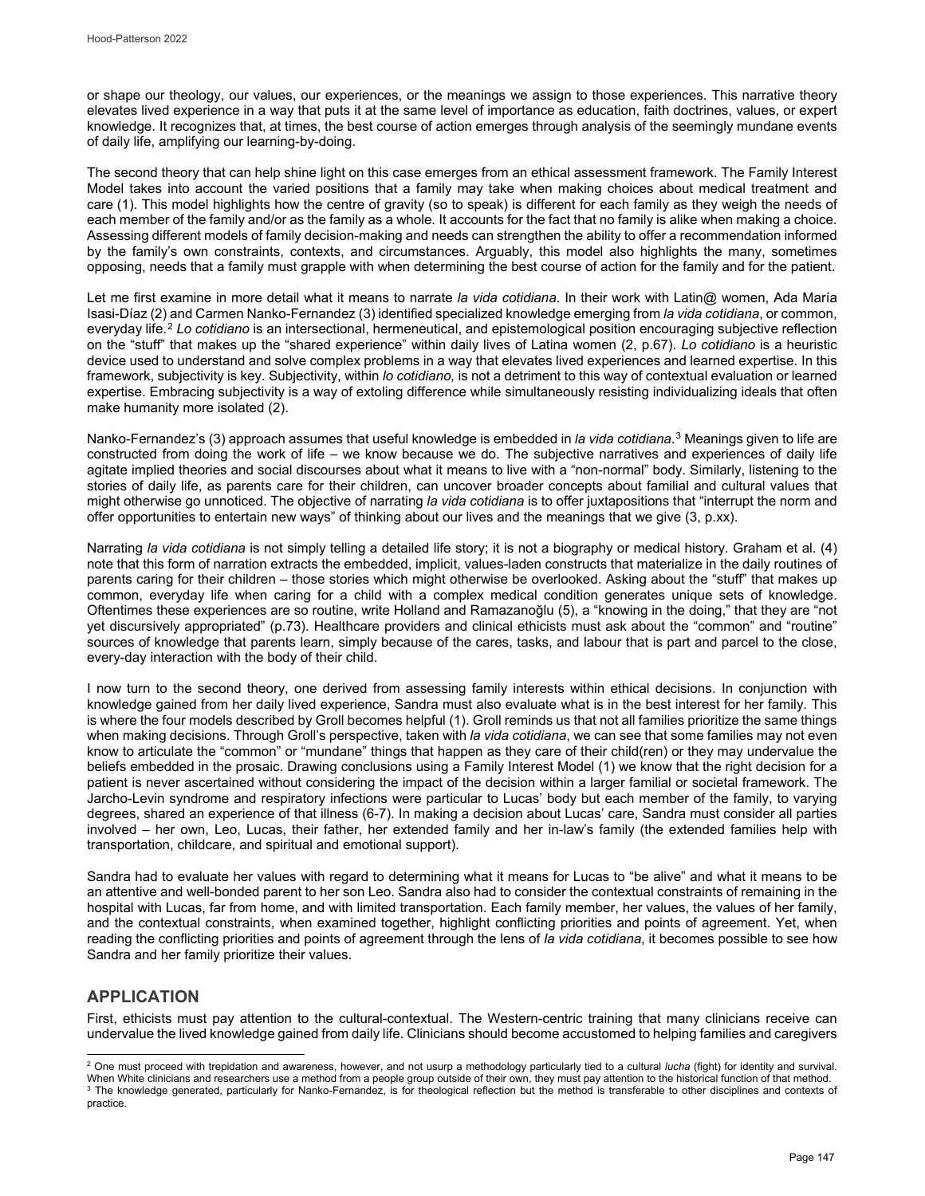or shape our theology, our values, our experiences, or the meanings we assign to those experiences. This narrative theory elevates lived experience in a way that puts it at the same level of importance as education, faith doctrines, values, or expert knowledge. It recognizes that, at times, the best course of action emerges through analysis of the seemingly mundane events of daily life, amplifying our learning-by-doing.

The second theory that can help shine light on this case emerges from an ethical assessment framework. The Family Interest Model takes into account the varied positions that a family may take when making choices about medical treatment and care (1). This model highlights how the centre of gravity (so to speak) is different for each family as they weigh the needs of each member of the family and/or as the family as a whole. It accounts for the fact that no family is alike when making a choice. Assessing different models of family decision-making and needs can strengthen the ability to offer a recommendation informed by the family's own constraints, contexts, and circumstances. Arguably, this model also highlights the many, sometimes opposing, needs that a family must grapple with when determining the best course of action for the family and for the patient.

Let me first examine in more detail what it means to narrate *la vida cotidiana*. In their work with Latin@ women, Ada María Isasi-Díaz (2) and Carmen Nanko-Fernandez (3) identified specialized knowledge emerging from *la vida cotidiana*, or common, everyday life.[2] *Lo cotidiano* is an intersectional, hermeneutical, and epistemological position encouraging subjective reflection on the "stuff" that makes up the "shared experience" within daily lives of Latina women (2, p.67). *Lo cotidiano* is a heuristic device used to understand and solve complex problems in a way that elevates lived experiences and learned expertise. In this framework, subjectivity is key. Subjectivity, within *lo cotidiano,* is not a detriment to this way of contextual evaluation or learned expertise. Embracing subjectivity is a way of extoling difference while simultaneously resisting individualizing ideals that often make humanity more isolated (2).

Nanko-Fernandez's (3) approach assumes that useful knowledge is embedded in *la vida cotidiana*.[3] Meanings given to life are constructed from doing the work of life – we know because we do. The subjective narratives and experiences of daily life agitate implied theories and social discourses about what it means to live with a "non-normal" body. Similarly, listening to the stories of daily life, as parents care for their children, can uncover broader concepts about familial and cultural values that might otherwise go unnoticed. The objective of narrating *la vida cotidiana* is to offer juxtapositions that "interrupt the norm and offer opportunities to entertain new ways" of thinking about our lives and the meanings that we give (3, p.xx).

Narrating *la vida cotidiana* is not simply telling a detailed life story; it is not a biography or medical history. Graham et al. (4) note that this form of narration extracts the embedded, implicit, values-laden constructs that materialize in the daily routines of parents caring for their children – those stories which might otherwise be overlooked. Asking about the "stuff" that makes up common, everyday life when caring for a child with a complex medical condition generates unique sets of knowledge. Oftentimes these experiences are so routine, write Holland and Ramazanoğlu (5), a "knowing in the doing," that they are "not yet discursively appropriated" (p.73). Healthcare providers and clinical ethicists must ask about the "common" and "routine" sources of knowledge that parents learn, simply because of the cares, tasks, and labour that is part and parcel to the close, every-day interaction with the body of their child.

I now turn to the second theory, one derived from assessing family interests within ethical decisions. In conjunction with knowledge gained from her daily lived experience, Sandra must also evaluate what is in the best interest for her family. This is where the four models described by Groll becomes helpful (1). Groll reminds us that not all families prioritize the same things when making decisions. Through Groll's perspective, taken with *la vida cotidiana*, we can see that some families may not even know to articulate the "common" or "mundane" things that happen as they care of their child(ren) or they may undervalue the beliefs embedded in the prosaic. Drawing conclusions using a Family Interest Model (1) we know that the right decision for a patient is never ascertained without considering the impact of the decision within a larger familial or societal framework. The Jarcho-Levin syndrome and respiratory infections were particular to Lucas' body but each member of the family, to varying degrees, shared an experience of that illness (6-7). In making a decision about Lucas' care, Sandra must consider all parties involved – her own, Leo, Lucas, their father, her extended family and her in-law's family (the extended families help with transportation, childcare, and spiritual and emotional support).

Sandra had to evaluate her values with regard to determining what it means for Lucas to "be alive" and what it means to be an attentive and well-bonded parent to her son Leo. Sandra also had to consider the contextual constraints of remaining in the hospital with Lucas, far from home, and with limited transportation. Each family member, her values, the values of her family, and the contextual constraints, when examined together, highlight conflicting priorities and points of agreement. Yet, when reading the conflicting priorities and points of agreement through the lens of *la vida cotidiana*, it becomes possible to see how Sandra and her family prioritize their values.

## APPLICATION

First, ethicists must pay attention to the cultural-contextual. The Western-centric training that many clinicians receive can undervalue the lived knowledge gained from daily life. Clinicians should become accustomed to helping families and caregivers

---

[2] One must proceed with trepidation and awareness, however, and not usurp a methodology particularly tied to a cultural *lucha* (fight) for identity and survival. When White clinicians and researchers use a method from a people group outside of their own, they must pay attention to the historical function of that method.

[3] The knowledge generated, particularly for Nanko-Fernandez, is for theological reflection but the method is transferable to other disciplines and contexts of practice.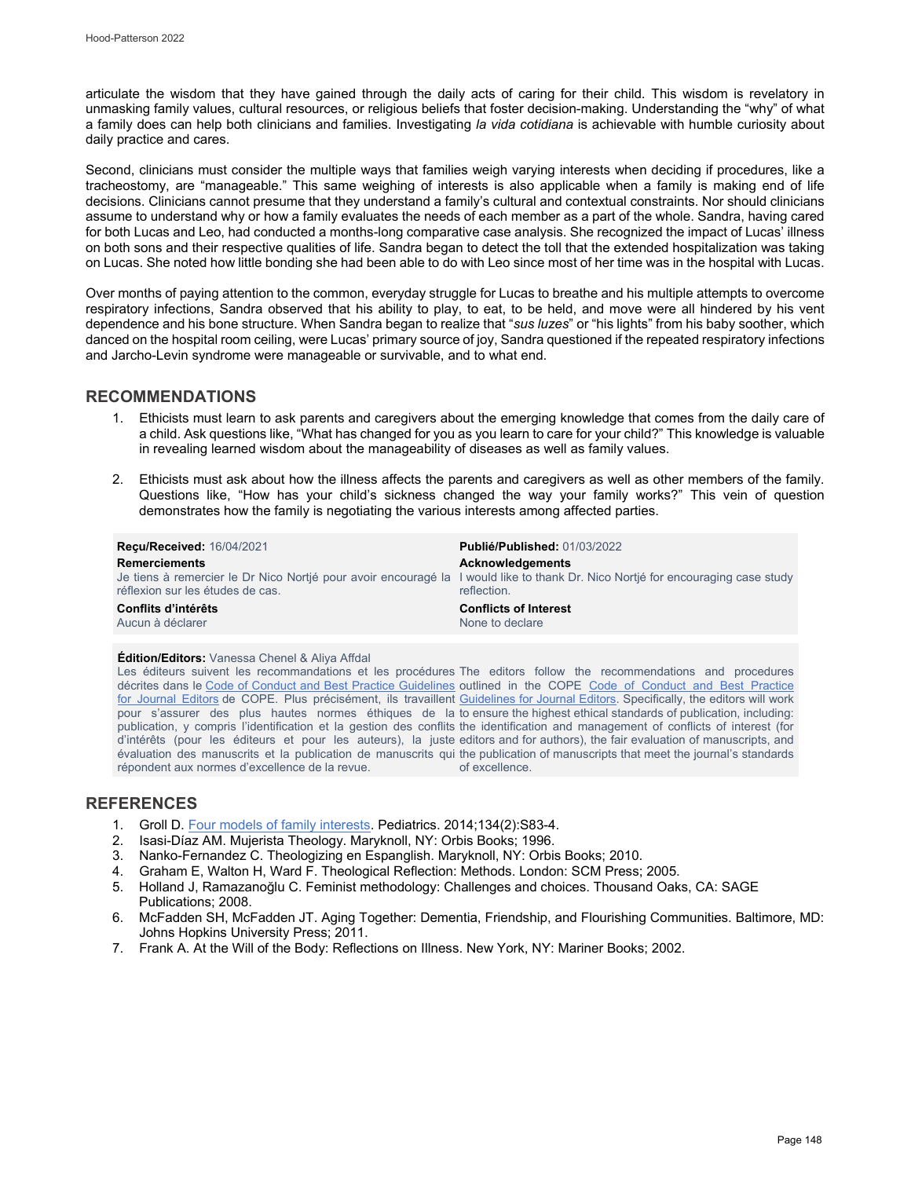articulate the wisdom that they have gained through the daily acts of caring for their child. This wisdom is revelatory in unmasking family values, cultural resources, or religious beliefs that foster decision-making. Understanding the "why" of what a family does can help both clinicians and families. Investigating *la vida cotidiana* is achievable with humble curiosity about daily practice and cares.

Second, clinicians must consider the multiple ways that families weigh varying interests when deciding if procedures, like a tracheostomy, are "manageable." This same weighing of interests is also applicable when a family is making end of life decisions. Clinicians cannot presume that they understand a family's cultural and contextual constraints. Nor should clinicians assume to understand why or how a family evaluates the needs of each member as a part of the whole. Sandra, having cared for both Lucas and Leo, had conducted a months-long comparative case analysis. She recognized the impact of Lucas' illness on both sons and their respective qualities of life. Sandra began to detect the toll that the extended hospitalization was taking on Lucas. She noted how little bonding she had been able to do with Leo since most of her time was in the hospital with Lucas.

Over months of paying attention to the common, everyday struggle for Lucas to breathe and his multiple attempts to overcome respiratory infections, Sandra observed that his ability to play, to eat, to be held, and move were all hindered by his vent dependence and his bone structure. When Sandra began to realize that "*sus luzes*" or "his lights" from his baby soother, which danced on the hospital room ceiling, were Lucas' primary source of joy, Sandra questioned if the repeated respiratory infections and Jarcho-Levin syndrome were manageable or survivable, and to what end.

## RECOMMENDATIONS

1. Ethicists must learn to ask parents and caregivers about the emerging knowledge that comes from the daily care of a child. Ask questions like, "What has changed for you as you learn to care for your child?" This knowledge is valuable in revealing learned wisdom about the manageability of diseases as well as family values.

2. Ethicists must ask about how the illness affects the parents and caregivers as well as other members of the family. Questions like, "How has your child's sickness changed the way your family works?" This vein of question demonstrates how the family is negotiating the various interests among affected parties.

**Reçu/Received:** 16/04/2021

**Publié/Published:** 01/03/2022

**Remerciements**

Je tiens à remercier le Dr Nico Nortjé pour avoir encouragé la réflexion sur les études de cas.

**Acknowledgements**

I would like to thank Dr. Nico Nortjé for encouraging case study reflection.

**Conflits d'intérêts**

Aucun à déclarer

**Conflicts of Interest**

None to declare

**Édition/Editors:** Vanessa Chenel & Aliya Affdal

Les éditeurs suivent les recommandations et les procédures décrites dans le Code of Conduct and Best Practice Guidelines for Journal Editors de COPE. Plus précisément, ils travaillent pour s'assurer des plus hautes normes éthiques de la publication, y compris l'identification et la gestion des conflits d'intérêts (pour les éditeurs et pour les auteurs), la juste évaluation des manuscrits et la publication de manuscrits qui répondent aux normes d'excellence de la revue.

The editors follow the recommendations and procedures outlined in the COPE Code of Conduct and Best Practice Guidelines for Journal Editors. Specifically, the editors will work to ensure the highest ethical standards of publication, including: the identification and management of conflicts of interest (for editors and for authors), the fair evaluation of manuscripts, and the publication of manuscripts that meet the journal's standards of excellence.

## REFERENCES

1. Groll D. Four models of family interests. Pediatrics. 2014;134(2):S83-4.
2. Isasi-Díaz AM. Mujerista Theology. Maryknoll, NY: Orbis Books; 1996.
3. Nanko-Fernandez C. Theologizing en Espanglish. Maryknoll, NY: Orbis Books; 2010.
4. Graham E, Walton H, Ward F. Theological Reflection: Methods. London: SCM Press; 2005.
5. Holland J, Ramazanoğlu C. Feminist methodology: Challenges and choices. Thousand Oaks, CA: SAGE Publications; 2008.
6. McFadden SH, McFadden JT. Aging Together: Dementia, Friendship, and Flourishing Communities. Baltimore, MD: Johns Hopkins University Press; 2011.
7. Frank A. At the Will of the Body: Reflections on Illness. New York, NY: Mariner Books; 2002.